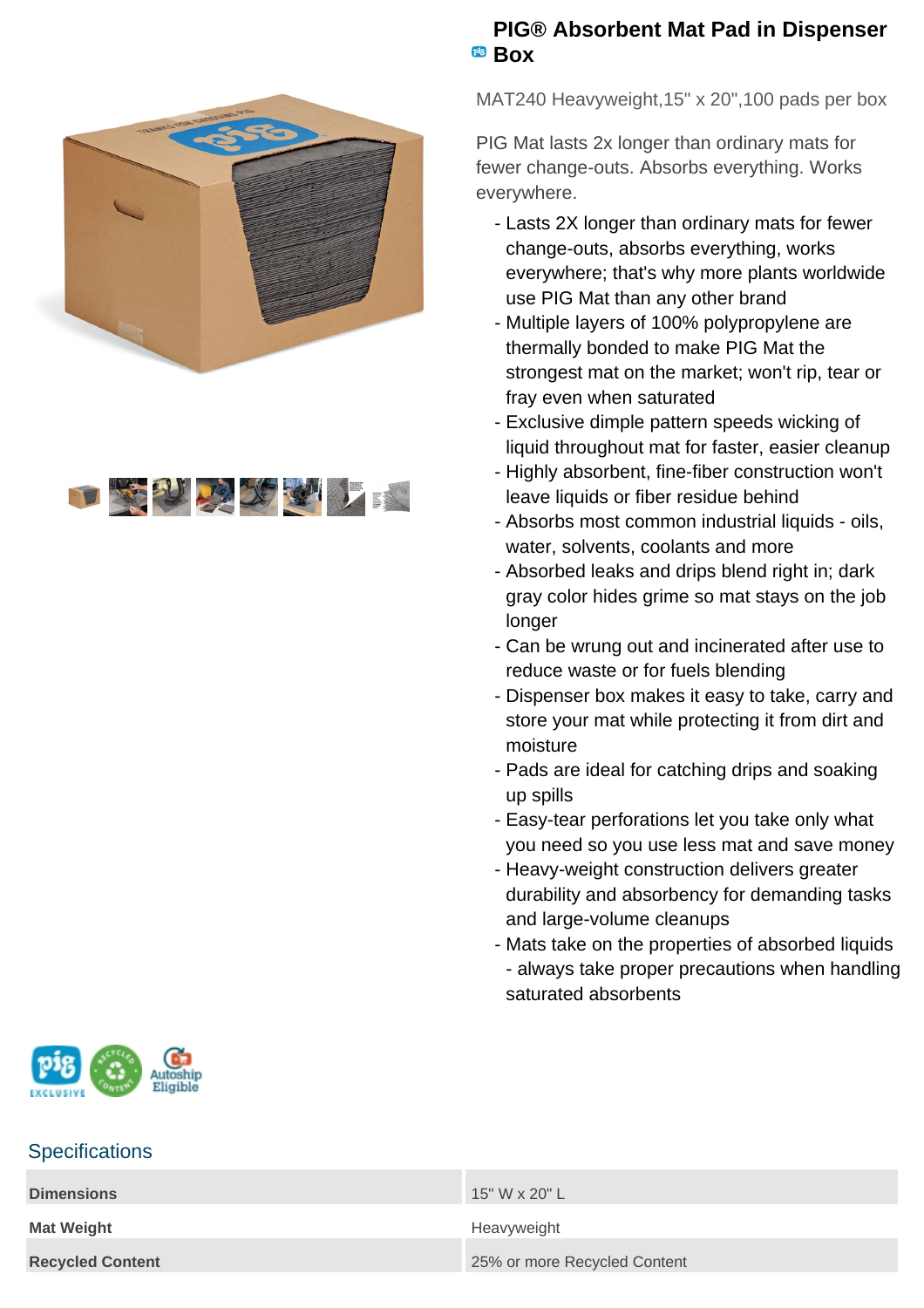# PIG® Absorbent Mat Pad in Dispenser Box

MAT240 Heavyweight,15" x 20",100 pads per box

PIG Mat lasts 2x longer than ordinary mats for fewer change-outs. Absorbs everything. Works everywhere.

- Lasts 2X longer than ordinary mats for fewer change-outs, absorbs everything, works everywhere; that's why more plants worldwide use PIG Mat than any other brand
- Multiple layers of 100% polypropylene are thermally bonded to make PIG Mat the strongest mat on the market; won't rip, tear or fray even when saturated
- Exclusive dimple pattern speeds wicking of liquid throughout mat for faster, easier cleanup
- Highly absorbent, fine-fiber construction won't leave liquids or fiber residue behind
- Absorbs most common industrial liquids - oils, water, solvents, coolants and more
- Absorbed leaks and drips blend right in; dark gray color hides grime so mat stays on the job longer
- Can be wrung out and incinerated after use to reduce waste or for fuels blending
- Dispenser box makes it easy to take, carry and store your mat while protecting it from dirt and moisture
- Pads are ideal for catching drips and soaking up spills
- Easy-tear perforations let you take only what you need so you use less mat and save money
- Heavy-weight construction delivers greater durability and absorbency for demanding tasks and large-volume cleanups
- Mats take on the properties of absorbed liquids - always take proper precautions when handling saturated absorbents

## Specifications

| | |
|---|---|
| **Dimensions** | 15" W x 20" L |
| **Mat Weight** | Heavyweight |
| **Recycled Content** | 25% or more Recycled Content |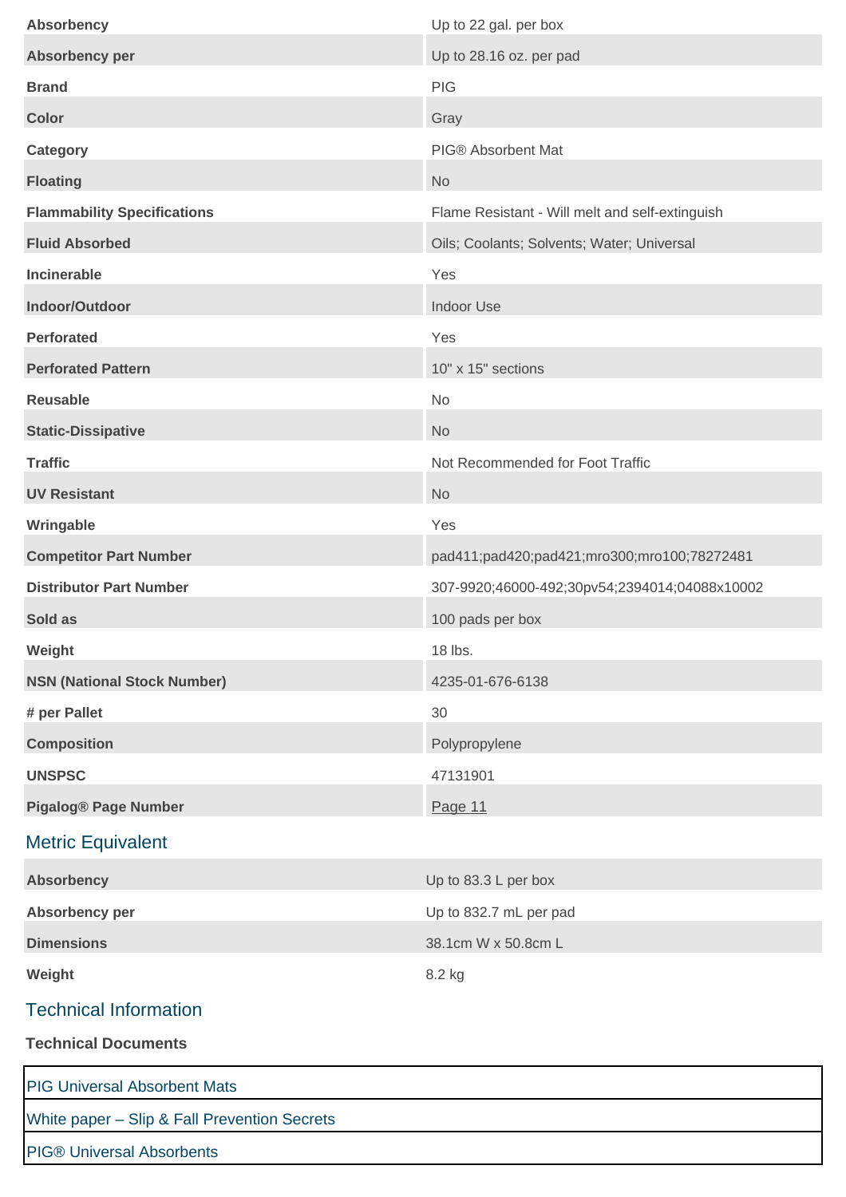| | |
|---|---|
| **Absorbency** | Up to 22 gal. per box |
| **Absorbency per** | Up to 28.16 oz. per pad |
| **Brand** | PIG |
| **Color** | Gray |
| **Category** | PIG® Absorbent Mat |
| **Floating** | No |
| **Flammability Specifications** | Flame Resistant - Will melt and self-extinguish |
| **Fluid Absorbed** | Oils; Coolants; Solvents; Water; Universal |
| **Incinerable** | Yes |
| **Indoor/Outdoor** | Indoor Use |
| **Perforated** | Yes |
| **Perforated Pattern** | 10" x 15" sections |
| **Reusable** | No |
| **Static-Dissipative** | No |
| **Traffic** | Not Recommended for Foot Traffic |
| **UV Resistant** | No |
| **Wringable** | Yes |
| **Competitor Part Number** | pad411;pad420;pad421;mro300;mro100;78272481 |
| **Distributor Part Number** | 307-9920;46000-492;30pv54;2394014;04088x10002 |
| **Sold as** | 100 pads per box |
| **Weight** | 18 lbs. |
| **NSN (National Stock Number)** | 4235-01-676-6138 |
| **# per Pallet** | 30 |
| **Composition** | Polypropylene |
| **UNSPSC** | 47131901 |
| **Pigalog® Page Number** | Page 11 |

## Metric Equivalent

| | |
|---|---|
| **Absorbency** | Up to 83.3 L per box |
| **Absorbency per** | Up to 832.7 mL per pad |
| **Dimensions** | 38.1cm W x 50.8cm L |
| **Weight** | 8.2 kg |

## Technical Information

**Technical Documents**

| |
|---|
| PIG Universal Absorbent Mats |
| White paper – Slip & Fall Prevention Secrets |
| PIG® Universal Absorbents |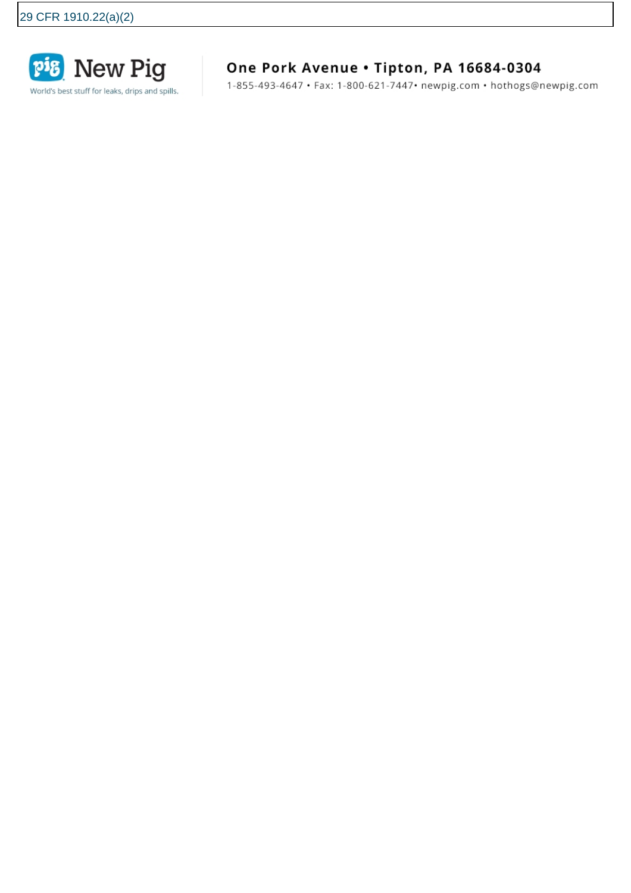29 CFR 1910.22(a)(2)